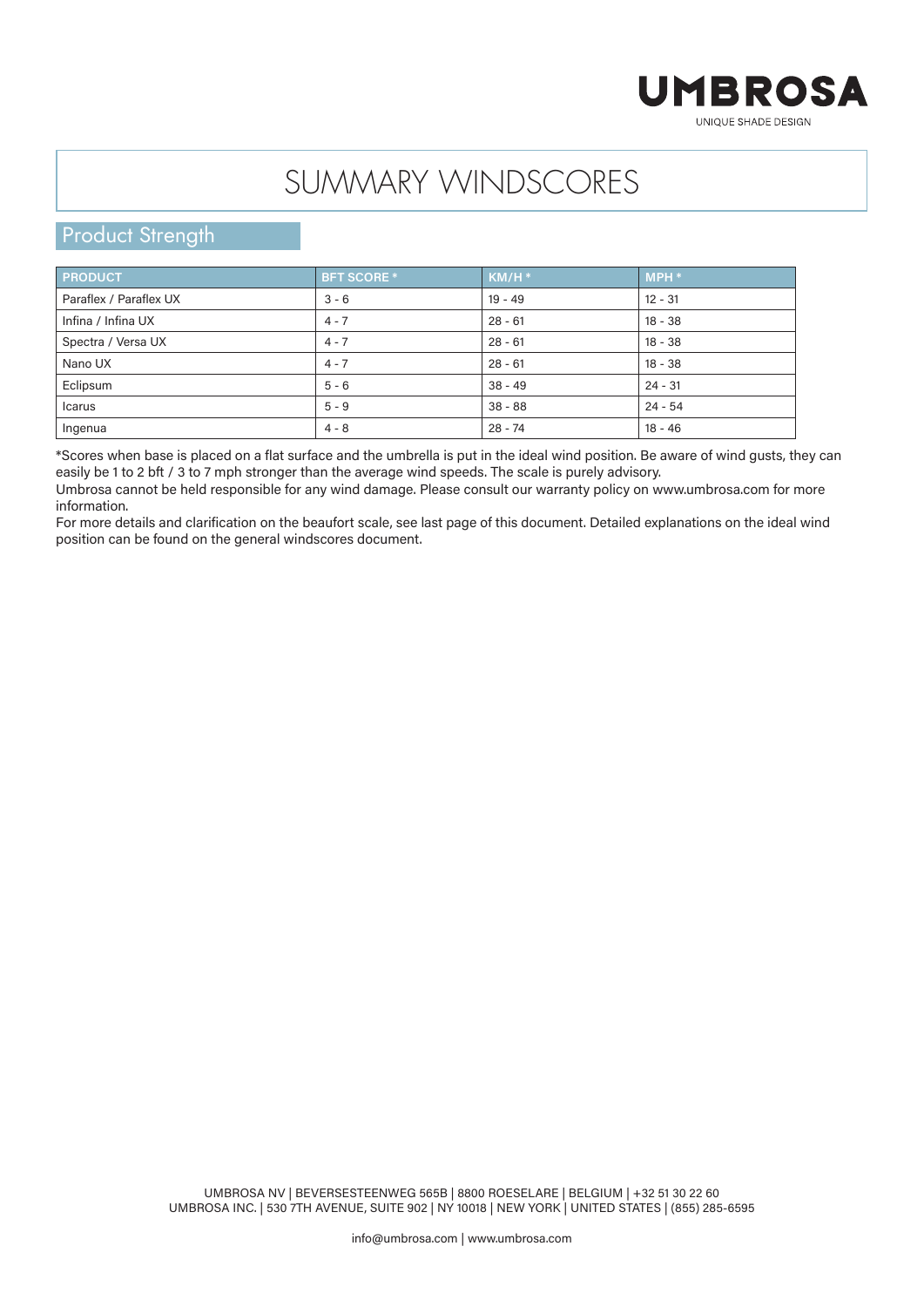UMBROSA

UNIQUE SHADE DESIGN

# SUMMARY WINDSCORES

## Product Strength

| PRODUCT | BFT SCORE * | KM/H * | MPH * |
|---|---|---|---|
| Paraflex / Paraflex UX | 3 - 6 | 19 - 49 | 12 - 31 |
| Infina / Infina UX | 4 - 7 | 28 - 61 | 18 - 38 |
| Spectra / Versa UX | 4 - 7 | 28 - 61 | 18 - 38 |
| Nano UX | 4 - 7 | 28 - 61 | 18 - 38 |
| Eclipsum | 5 - 6 | 38 - 49 | 24 - 31 |
| Icarus | 5 - 9 | 38 - 88 | 24 - 54 |
| Ingenua | 4 - 8 | 28 - 74 | 18 - 46 |

*Scores when base is placed on a flat surface and the umbrella is put in the ideal wind position. Be aware of wind gusts, they can easily be 1 to 2 bft / 3 to 7 mph stronger than the average wind speeds. The scale is purely advisory.
Umbrosa cannot be held responsible for any wind damage. Please consult our warranty policy on www.umbrosa.com for more information.
For more details and clarification on the beaufort scale, see last page of this document. Detailed explanations on the ideal wind position can be found on the general windscores document.

UMBROSA NV | BEVERSESTEENWEG 565B | 8800 ROESELARE | BELGIUM | +32 51 30 22 60
UMBROSA INC. | 530 7TH AVENUE, SUITE 902 | NY 10018 | NEW YORK | UNITED STATES | (855) 285-6595

info@umbrosa.com | www.umbrosa.com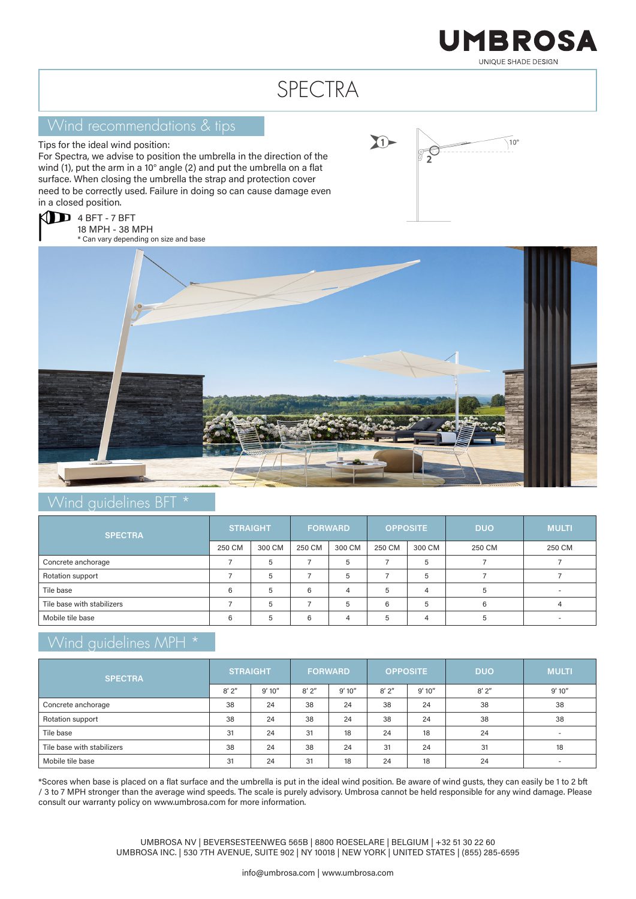# SPECTRA

## Wind recommendations & tips

Tips for the ideal wind position:
For Spectra, we advise to position the umbrella in the direction of the wind (1), put the arm in a 10° angle (2) and put the umbrella on a flat surface. When closing the umbrella the strap and protection cover need to be correctly used. Failure in doing so can cause damage even in a closed position.

4 BFT - 7 BFT
18 MPH - 38 MPH
* Can vary depending on size and base

## Wind guidelines BFT *

| SPECTRA | STRAIGHT | | FORWARD | | OPPOSITE | | DUO | MULTI |
|---|---|---|---|---|---|---|---|---|
| | 250 CM | 300 CM | 250 CM | 300 CM | 250 CM | 300 CM | 250 CM | 250 CM |
| Concrete anchorage | 7 | 5 | 7 | 5 | 7 | 5 | 7 | 7 |
| Rotation support | 7 | 5 | 7 | 5 | 7 | 5 | 7 | 7 |
| Tile base | 6 | 5 | 6 | 4 | 5 | 4 | 5 | - |
| Tile base with stabilizers | 7 | 5 | 7 | 5 | 6 | 5 | 6 | 4 |
| Mobile tile base | 6 | 5 | 6 | 4 | 5 | 4 | 5 | - |

## Wind guidelines MPH *

| SPECTRA | STRAIGHT | | FORWARD | | OPPOSITE | | DUO | MULTI |
|---|---|---|---|---|---|---|---|---|
| | 8' 2" | 9' 10" | 8' 2" | 9' 10" | 8' 2" | 9' 10" | 8' 2" | 9' 10" |
| Concrete anchorage | 38 | 24 | 38 | 24 | 38 | 24 | 38 | 38 |
| Rotation support | 38 | 24 | 38 | 24 | 38 | 24 | 38 | 38 |
| Tile base | 31 | 24 | 31 | 18 | 24 | 18 | 24 | - |
| Tile base with stabilizers | 38 | 24 | 38 | 24 | 31 | 24 | 31 | 18 |
| Mobile tile base | 31 | 24 | 31 | 18 | 24 | 18 | 24 | - |

*Scores when base is placed on a flat surface and the umbrella is put in the ideal wind position. Be aware of wind gusts, they can easily be 1 to 2 bft / 3 to 7 MPH stronger than the average wind speeds. The scale is purely advisory. Umbrosa cannot be held responsible for any wind damage. Please consult our warranty policy on www.umbrosa.com for more information.

UMBROSA NV | BEVERSESTEENWEG 565B | 8800 ROESELARE | BELGIUM | +32 51 30 22 60
UMBROSA INC. | 530 7TH AVENUE, SUITE 902 | NY 10018 | NEW YORK | UNITED STATES | (855) 285-6595

info@umbrosa.com | www.umbrosa.com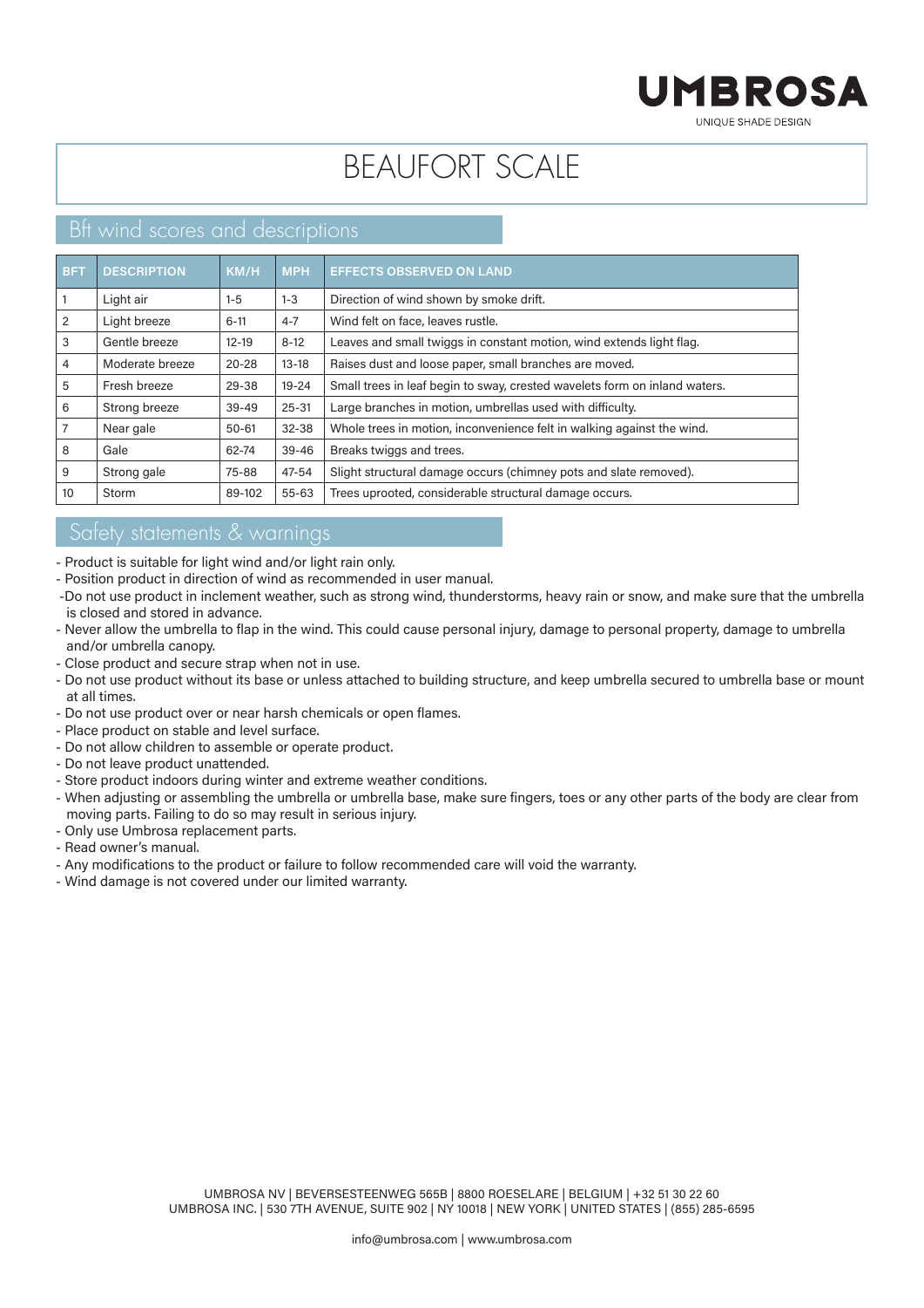UMBROSA

UNIQUE SHADE DESIGN

# BEAUFORT SCALE

## Bft wind scores and descriptions

| BFT | DESCRIPTION | KM/H | MPH | EFFECTS OBSERVED ON LAND |
|---|---|---|---|---|
| 1 | Light air | 1-5 | 1-3 | Direction of wind shown by smoke drift. |
| 2 | Light breeze | 6-11 | 4-7 | Wind felt on face, leaves rustle. |
| 3 | Gentle breeze | 12-19 | 8-12 | Leaves and small twiggs in constant motion, wind extends light flag. |
| 4 | Moderate breeze | 20-28 | 13-18 | Raises dust and loose paper, small branches are moved. |
| 5 | Fresh breeze | 29-38 | 19-24 | Small trees in leaf begin to sway, crested wavelets form on inland waters. |
| 6 | Strong breeze | 39-49 | 25-31 | Large branches in motion, umbrellas used with difficulty. |
| 7 | Near gale | 50-61 | 32-38 | Whole trees in motion, inconvenience felt in walking against the wind. |
| 8 | Gale | 62-74 | 39-46 | Breaks twiggs and trees. |
| 9 | Strong gale | 75-88 | 47-54 | Slight structural damage occurs (chimney pots and slate removed). |
| 10 | Storm | 89-102 | 55-63 | Trees uprooted, considerable structural damage occurs. |

## Safety statements & warnings

- Product is suitable for light wind and/or light rain only.
- Position product in direction of wind as recommended in user manual.
- Do not use product in inclement weather, such as strong wind, thunderstorms, heavy rain or snow, and make sure that the umbrella is closed and stored in advance.
- Never allow the umbrella to flap in the wind. This could cause personal injury, damage to personal property, damage to umbrella and/or umbrella canopy.
- Close product and secure strap when not in use.
- Do not use product without its base or unless attached to building structure, and keep umbrella secured to umbrella base or mount at all times.
- Do not use product over or near harsh chemicals or open flames.
- Place product on stable and level surface.
- Do not allow children to assemble or operate product.
- Do not leave product unattended.
- Store product indoors during winter and extreme weather conditions.
- When adjusting or assembling the umbrella or umbrella base, make sure fingers, toes or any other parts of the body are clear from moving parts. Failing to do so may result in serious injury.
- Only use Umbrosa replacement parts.
- Read owner's manual.
- Any modifications to the product or failure to follow recommended care will void the warranty.
- Wind damage is not covered under our limited warranty.

UMBROSA NV | BEVERSESTEENWEG 565B | 8800 ROESELARE | BELGIUM | +32 51 30 22 60
UMBROSA INC. | 530 7TH AVENUE, SUITE 902 | NY 10018 | NEW YORK | UNITED STATES | (855) 285-6595

info@umbrosa.com | www.umbrosa.com